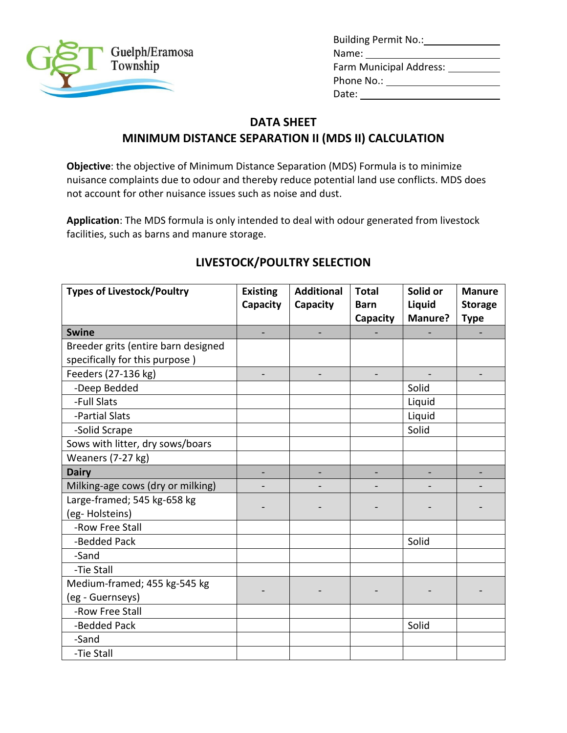Guelph/Eramosa Township

Building Permit No.: ____________
Name: ____________
Farm Municipal Address: ____________
Phone No.: ____________
Date: ____________

## DATA SHEET
## MINIMUM DISTANCE SEPARATION II (MDS II) CALCULATION

**Objective**: the objective of Minimum Distance Separation (MDS) Formula is to minimize nuisance complaints due to odour and thereby reduce potential land use conflicts. MDS does not account for other nuisance issues such as noise and dust.

**Application**: The MDS formula is only intended to deal with odour generated from livestock facilities, such as barns and manure storage.

### LIVESTOCK/POULTRY SELECTION

| Types of Livestock/Poultry | Existing Capacity | Additional Capacity | Total Barn Capacity | Solid or Liquid Manure? | Manure Storage Type |
|---|---|---|---|---|---|
| **Swine** | - | - | - | - | - |
| Breeder grits (entire barn designed specifically for this purpose ) | | | | | |
| Feeders (27-136 kg) | - | - | - | - | - |
| -Deep Bedded | | | | Solid | |
| -Full Slats | | | | Liquid | |
| -Partial Slats | | | | Liquid | |
| -Solid Scrape | | | | Solid | |
| Sows with litter, dry sows/boars | | | | | |
| Weaners (7-27 kg) | | | | | |
| **Dairy** | - | - | - | - | - |
| Milking-age cows (dry or milking) | - | - | - | - | - |
| Large-framed; 545 kg-658 kg (eg- Holsteins) | - | - | - | - | - |
| -Row Free Stall | | | | | |
| -Bedded Pack | | | | Solid | |
| -Sand | | | | | |
| -Tie Stall | | | | | |
| Medium-framed; 455 kg-545 kg (eg - Guernseys) | - | - | - | - | - |
| -Row Free Stall | | | | | |
| -Bedded Pack | | | | Solid | |
| -Sand | | | | | |
| -Tie Stall | | | | | |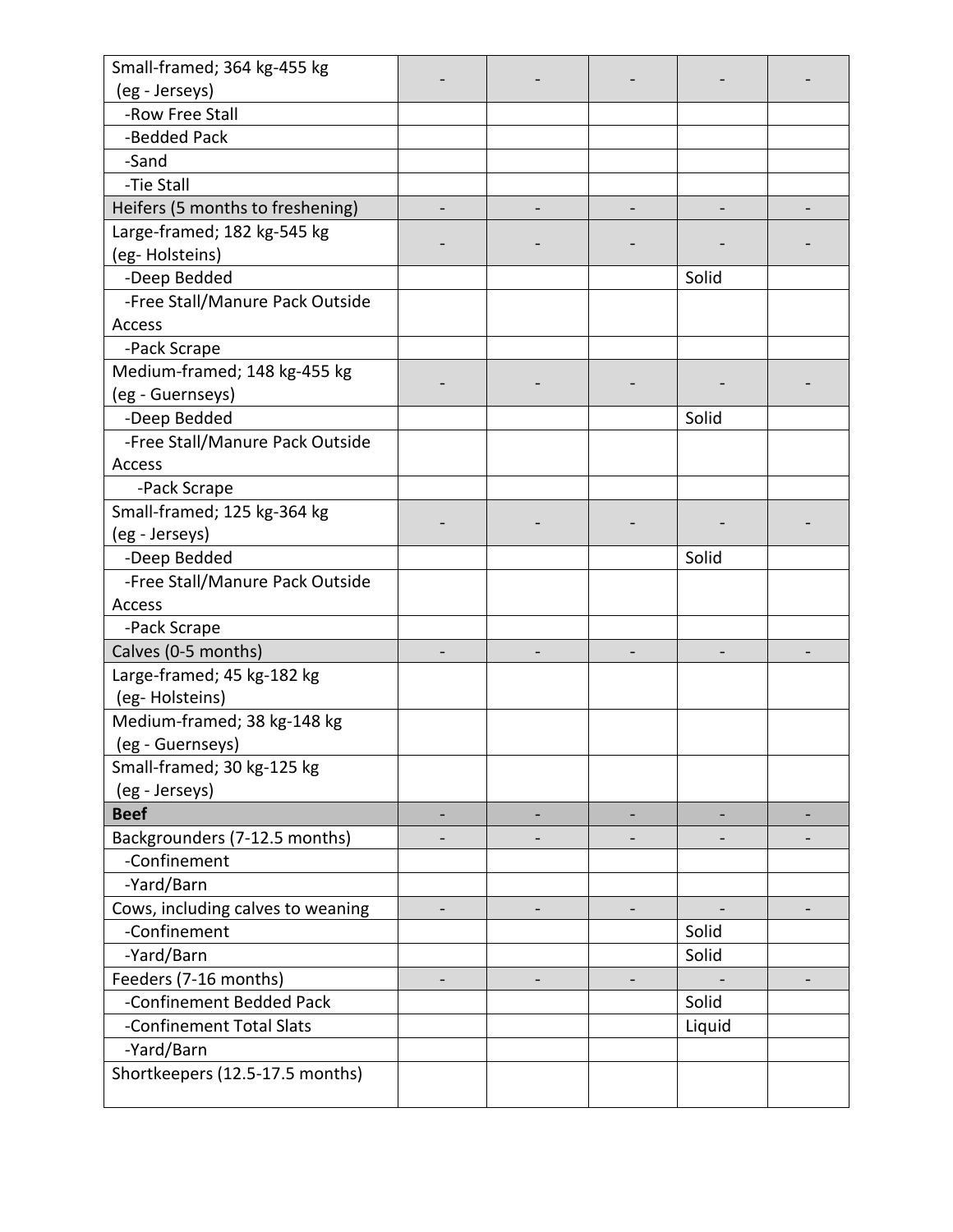| | | | | | |
|---|---|---|---|---|---|
| Small-framed; 364 kg-455 kg (eg - Jerseys) | - | - | - | - | - |
| -Row Free Stall | | | | | |
| -Bedded Pack | | | | | |
| -Sand | | | | | |
| -Tie Stall | | | | | |
| Heifers (5 months to freshening) | - | - | - | - | - |
| Large-framed; 182 kg-545 kg (eg- Holsteins) | - | - | - | - | - |
| -Deep Bedded | | | | Solid | |
| -Free Stall/Manure Pack Outside Access | | | | | |
| -Pack Scrape | | | | | |
| Medium-framed; 148 kg-455 kg (eg - Guernseys) | - | - | - | - | - |
| -Deep Bedded | | | | Solid | |
| -Free Stall/Manure Pack Outside Access | | | | | |
| -Pack Scrape | | | | | |
| Small-framed; 125 kg-364 kg (eg - Jerseys) | - | - | - | - | - |
| -Deep Bedded | | | | Solid | |
| -Free Stall/Manure Pack Outside Access | | | | | |
| -Pack Scrape | | | | | |
| Calves (0-5 months) | - | - | - | - | - |
| Large-framed; 45 kg-182 kg (eg- Holsteins) | | | | | |
| Medium-framed; 38 kg-148 kg (eg - Guernseys) | | | | | |
| Small-framed; 30 kg-125 kg (eg - Jerseys) | | | | | |
| **Beef** | - | - | - | - | - |
| Backgrounders (7-12.5 months) | - | - | - | - | - |
| -Confinement | | | | | |
| -Yard/Barn | | | | | |
| Cows, including calves to weaning | - | - | - | - | - |
| -Confinement | | | | Solid | |
| -Yard/Barn | | | | Solid | |
| Feeders (7-16 months) | - | - | - | - | - |
| -Confinement Bedded Pack | | | | Solid | |
| -Confinement Total Slats | | | | Liquid | |
| -Yard/Barn | | | | | |
| Shortkeepers (12.5-17.5 months) | | | | | |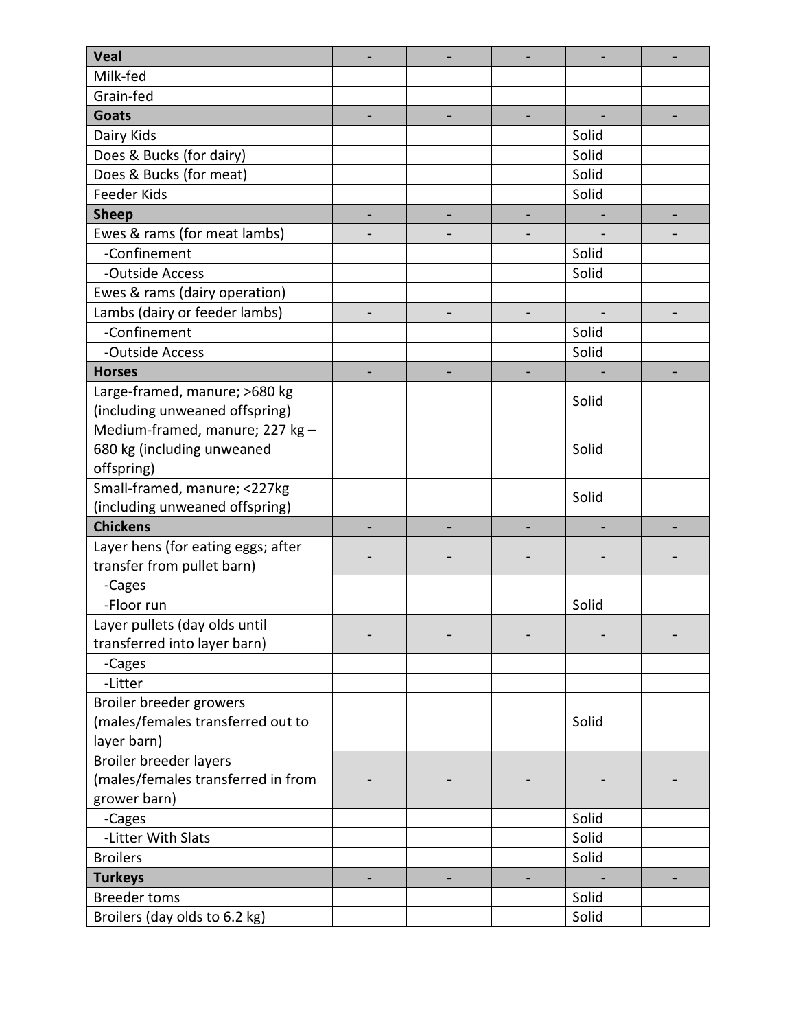| **Veal** | - | - | - | - | - |
| --- | --- | --- | --- | --- | --- |
| Milk-fed | | | | | |
| Grain-fed | | | | | |
| **Goats** | - | - | - | - | - |
| Dairy Kids | | | | Solid | |
| Does & Bucks (for dairy) | | | | Solid | |
| Does & Bucks (for meat) | | | | Solid | |
| Feeder Kids | | | | Solid | |
| **Sheep** | - | - | - | - | - |
| Ewes & rams (for meat lambs) | - | - | - | - | - |
| -Confinement | | | | Solid | |
| -Outside Access | | | | Solid | |
| Ewes & rams (dairy operation) | | | | | |
| Lambs (dairy or feeder lambs) | - | - | - | - | - |
| -Confinement | | | | Solid | |
| -Outside Access | | | | Solid | |
| **Horses** | - | - | - | - | - |
| Large-framed, manure; >680 kg (including unweaned offspring) | | | | Solid | |
| Medium-framed, manure; 227 kg – 680 kg (including unweaned offspring) | | | | Solid | |
| Small-framed, manure; <227kg (including unweaned offspring) | | | | Solid | |
| **Chickens** | - | - | - | - | - |
| Layer hens (for eating eggs; after transfer from pullet barn) | - | - | - | - | - |
| -Cages | | | | | |
| -Floor run | | | | Solid | |
| Layer pullets (day olds until transferred into layer barn) | - | - | - | - | - |
| -Cages | | | | | |
| -Litter | | | | | |
| Broiler breeder growers (males/females transferred out to layer barn) | | | | Solid | |
| Broiler breeder layers (males/females transferred in from grower barn) | - | - | - | - | - |
| -Cages | | | | Solid | |
| -Litter With Slats | | | | Solid | |
| Broilers | | | | Solid | |
| **Turkeys** | - | - | - | - | - |
| Breeder toms | | | | Solid | |
| Broilers (day olds to 6.2 kg) | | | | Solid | |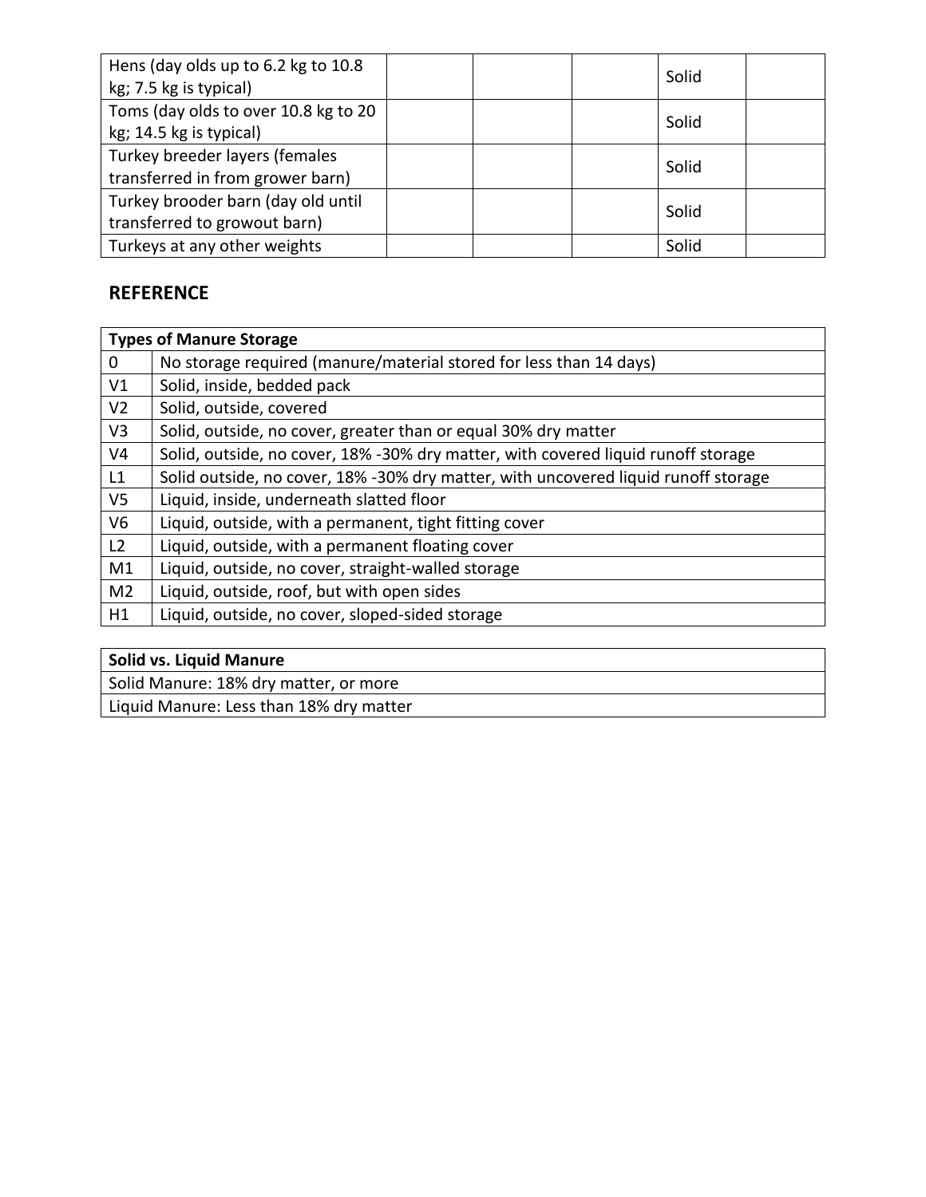| | | | | | |
|---|---|---|---|---|---|
| Hens (day olds up to 6.2 kg to 10.8 kg; 7.5 kg is typical) | | | | Solid | |
| Toms (day olds to over 10.8 kg to 20 kg; 14.5 kg is typical) | | | | Solid | |
| Turkey breeder layers (females transferred in from grower barn) | | | | Solid | |
| Turkey brooder barn (day old until transferred to growout barn) | | | | Solid | |
| Turkeys at any other weights | | | | Solid | |

## REFERENCE

| Types of Manure Storage | |
|---|---|
| 0 | No storage required (manure/material stored for less than 14 days) |
| V1 | Solid, inside, bedded pack |
| V2 | Solid, outside, covered |
| V3 | Solid, outside, no cover, greater than or equal 30% dry matter |
| V4 | Solid, outside, no cover, 18% -30% dry matter, with covered liquid runoff storage |
| L1 | Solid outside, no cover, 18% -30% dry matter, with uncovered liquid runoff storage |
| V5 | Liquid, inside, underneath slatted floor |
| V6 | Liquid, outside, with a permanent, tight fitting cover |
| L2 | Liquid, outside, with a permanent floating cover |
| M1 | Liquid, outside, no cover, straight-walled storage |
| M2 | Liquid, outside, roof, but with open sides |
| H1 | Liquid, outside, no cover, sloped-sided storage |

| Solid vs. Liquid Manure |
|---|
| Solid Manure: 18% dry matter, or more |
| Liquid Manure: Less than 18% dry matter |